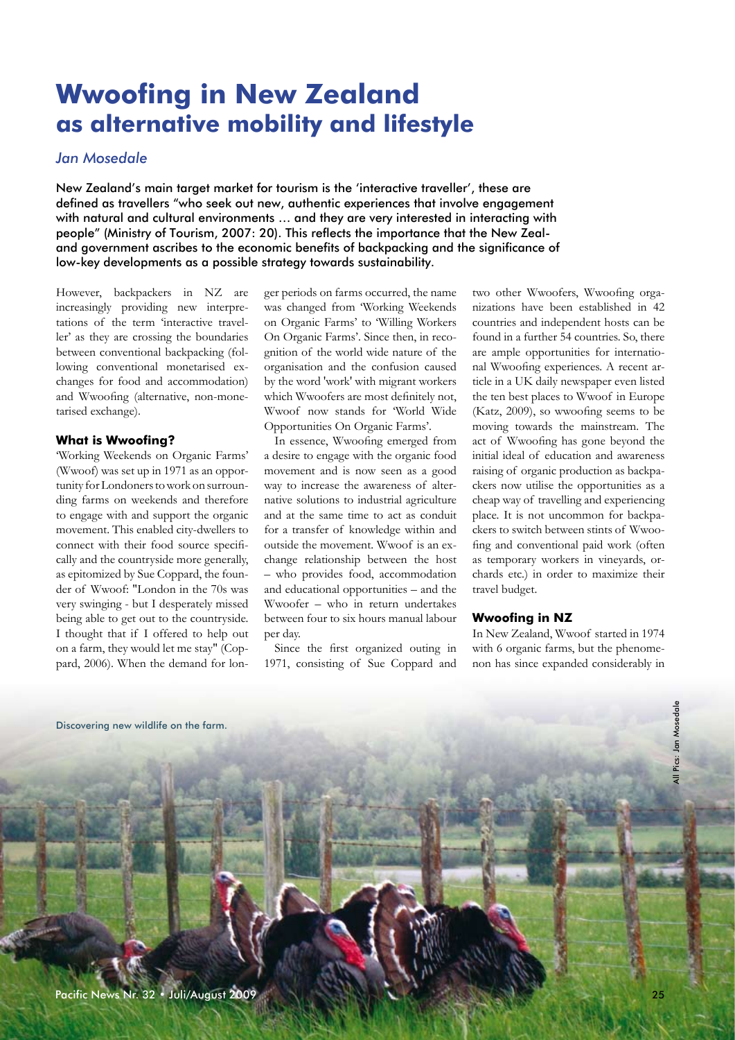# Wwoofing in New Zealand
## as alternative mobility and lifestyle

*Jan Mosedale*

New Zealand's main target market for tourism is the 'interactive traveller', these are defined as travellers "who seek out new, authentic experiences that involve engagement with natural and cultural environments … and they are very interested in interacting with people" (Ministry of Tourism, 2007: 20). This reflects the importance that the New Zealand government ascribes to the economic benefits of backpacking and the significance of low-key developments as a possible strategy towards sustainability.

However, backpackers in NZ are increasingly providing new interpretations of the term 'interactive traveller' as they are crossing the boundaries between conventional backpacking (following conventional monetarised exchanges for food and accommodation) and Wwoofing (alternative, non-monetarised exchange).

### What is Wwoofing?

'Working Weekends on Organic Farms' (Wwoof) was set up in 1971 as an opportunity for Londoners to work on surrounding farms on weekends and therefore to engage with and support the organic movement. This enabled city-dwellers to connect with their food source specifically and the countryside more generally, as epitomized by Sue Coppard, the founder of Wwoof: "London in the 70s was very swinging - but I desperately missed being able to get out to the countryside. I thought that if I offered to help out on a farm, they would let me stay" (Coppard, 2006). When the demand for longer periods on farms occurred, the name was changed from 'Working Weekends on Organic Farms' to 'Willing Workers On Organic Farms'. Since then, in recognition of the world wide nature of the organisation and the confusion caused by the word 'work' with migrant workers which Wwoofers are most definitely not, Wwoof now stands for 'World Wide Opportunities On Organic Farms'.

In essence, Wwoofing emerged from a desire to engage with the organic food movement and is now seen as a good way to increase the awareness of alternative solutions to industrial agriculture and at the same time to act as conduit for a transfer of knowledge within and outside the movement. Wwoof is an exchange relationship between the host – who provides food, accommodation and educational opportunities – and the Wwoofer – who in return undertakes between four to six hours manual labour per day.

Since the first organized outing in 1971, consisting of Sue Coppard and two other Wwoofers, Wwoofing organizations have been established in 42 countries and independent hosts can be found in a further 54 countries. So, there are ample opportunities for international Wwoofing experiences. A recent article in a UK daily newspaper even listed the ten best places to Wwoof in Europe (Katz, 2009), so wwoofing seems to be moving towards the mainstream. The act of Wwoofing has gone beyond the initial ideal of education and awareness raising of organic production as backpackers now utilise the opportunities as a cheap way of travelling and experiencing place. It is not uncommon for backpackers to switch between stints of Wwoofing and conventional paid work (often as temporary workers in vineyards, orchards etc.) in order to maximize their travel budget.

### Wwoofing in NZ

In New Zealand, Wwoof started in 1974 with 6 organic farms, but the phenomenon has since expanded considerably in

Discovering new wildlife on the farm.

All Pics: Jan Mosedale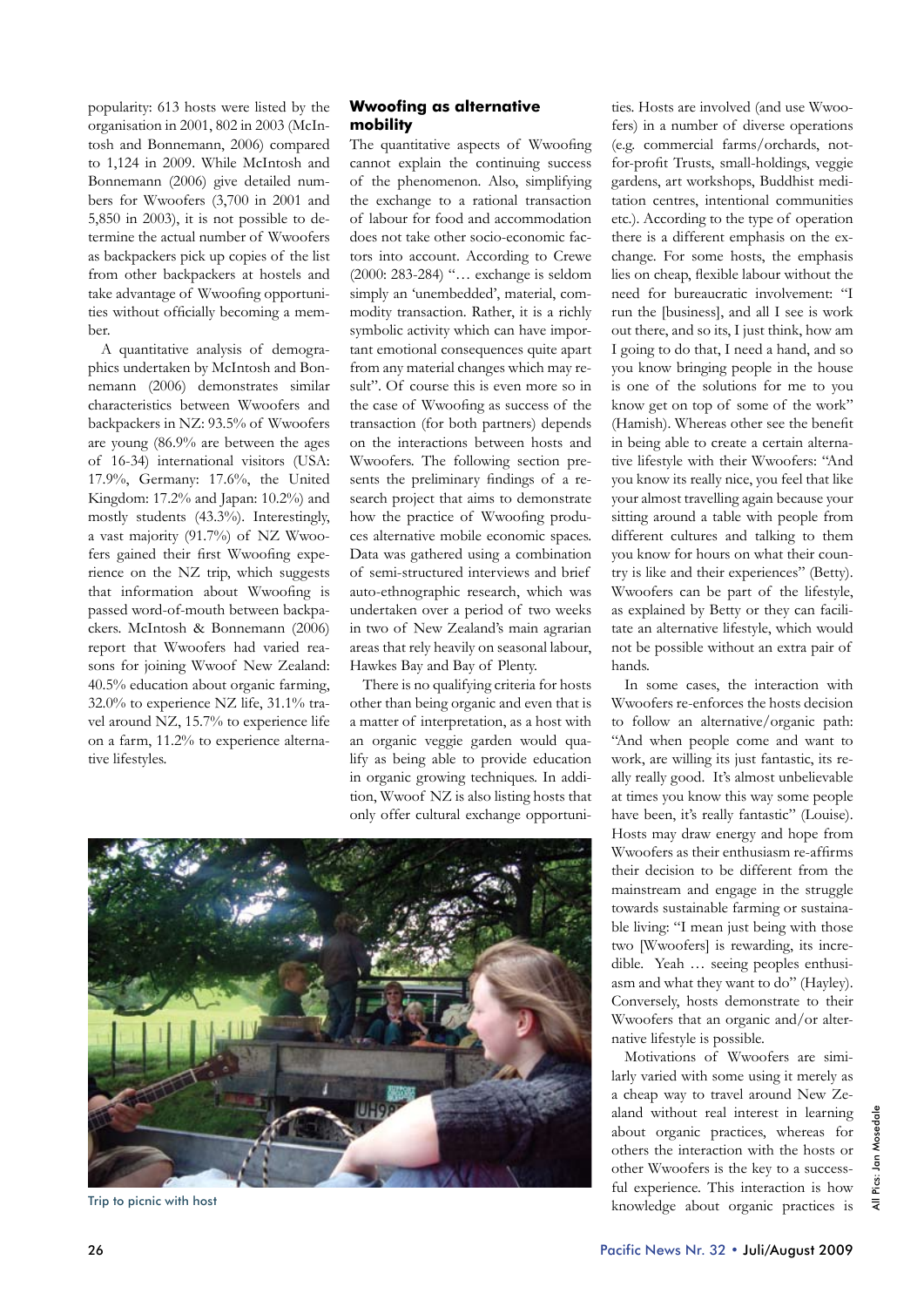popularity: 613 hosts were listed by the organisation in 2001, 802 in 2003 (McIntosh and Bonnemann, 2006) compared to 1,124 in 2009. While McIntosh and Bonnemann (2006) give detailed numbers for Wwoofers (3,700 in 2001 and 5,850 in 2003), it is not possible to determine the actual number of Wwoofers as backpackers pick up copies of the list from other backpackers at hostels and take advantage of Wwoofing opportunities without officially becoming a member.

A quantitative analysis of demographics undertaken by McIntosh and Bonnemann (2006) demonstrates similar characteristics between Wwoofers and backpackers in NZ: 93.5% of Wwoofers are young (86.9% are between the ages of 16-34) international visitors (USA: 17.9%, Germany: 17.6%, the United Kingdom: 17.2% and Japan: 10.2%) and mostly students (43.3%). Interestingly, a vast majority (91.7%) of NZ Wwoofers gained their first Wwoofing experience on the NZ trip, which suggests that information about Wwoofing is passed word-of-mouth between backpackers. McIntosh & Bonnemann (2006) report that Wwoofers had varied reasons for joining Wwoof New Zealand: 40.5% education about organic farming, 32.0% to experience NZ life, 31.1% travel around NZ, 15.7% to experience life on a farm, 11.2% to experience alternative lifestyles.

## Wwoofing as alternative mobility

The quantitative aspects of Wwoofing cannot explain the continuing success of the phenomenon. Also, simplifying the exchange to a rational transaction of labour for food and accommodation does not take other socio-economic factors into account. According to Crewe (2000: 283-284) "… exchange is seldom simply an 'unembedded', material, commodity transaction. Rather, it is a richly symbolic activity which can have important emotional consequences quite apart from any material changes which may result". Of course this is even more so in the case of Wwoofing as success of the transaction (for both partners) depends on the interactions between hosts and Wwoofers. The following section presents the preliminary findings of a research project that aims to demonstrate how the practice of Wwoofing produces alternative mobile economic spaces. Data was gathered using a combination of semi-structured interviews and brief auto-ethnographic research, which was undertaken over a period of two weeks in two of New Zealand's main agrarian areas that rely heavily on seasonal labour, Hawkes Bay and Bay of Plenty.

There is no qualifying criteria for hosts other than being organic and even that is a matter of interpretation, as a host with an organic veggie garden would qualify as being able to provide education in organic growing techniques. In addition, Wwoof NZ is also listing hosts that only offer cultural exchange opportunities. Hosts are involved (and use Wwoofers) in a number of diverse operations (e.g. commercial farms/orchards, not-for-profit Trusts, small-holdings, veggie gardens, art workshops, Buddhist meditation centres, intentional communities etc.). According to the type of operation there is a different emphasis on the exchange. For some hosts, the emphasis lies on cheap, flexible labour without the need for bureaucratic involvement: "I run the [business], and all I see is work out there, and so its, I just think, how am I going to do that, I need a hand, and so you know bringing people in the house is one of the solutions for me to you know get on top of some of the work" (Hamish). Whereas other see the benefit in being able to create a certain alternative lifestyle with their Wwoofers: "And you know its really nice, you feel that like your almost travelling again because your sitting around a table with people from different cultures and talking to them you know for hours on what their country is like and their experiences" (Betty). Wwoofers can be part of the lifestyle, as explained by Betty or they can facilitate an alternative lifestyle, which would not be possible without an extra pair of hands.

In some cases, the interaction with Wwoofers re-enforces the hosts decision to follow an alternative/organic path: "And when people come and want to work, are willing its just fantastic, its really really good. It's almost unbelievable at times you know this way some people have been, it's really fantastic" (Louise). Hosts may draw energy and hope from Wwoofers as their enthusiasm re-affirms their decision to be different from the mainstream and engage in the struggle towards sustainable farming or sustainable living: "I mean just being with those two [Wwoofers] is rewarding, its incredible. Yeah … seeing peoples enthusiasm and what they want to do" (Hayley). Conversely, hosts demonstrate to their Wwoofers that an organic and/or alternative lifestyle is possible.

Motivations of Wwoofers are similarly varied with some using it merely as a cheap way to travel around New Zealand without real interest in learning about organic practices, whereas for others the interaction with the hosts or other Wwoofers is the key to a successful experience. This interaction is how knowledge about organic practices is

Trip to picnic with host

All Pics: Jan Mosedale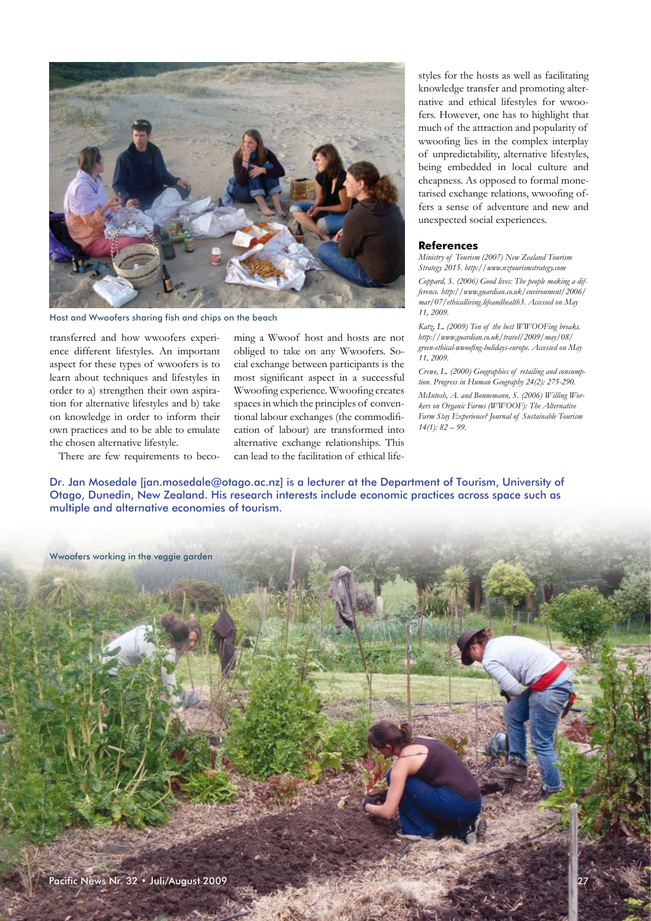Host and Wwoofers sharing fish and chips on the beach

transferred and how wwoofers experience different lifestyles. An important aspect for these types of wwoofers is to learn about techniques and lifestyles in order to a) strengthen their own aspiration for alternative lifestyles and b) take on knowledge in order to inform their own practices and to be able to emulate the chosen alternative lifestyle.

There are few requirements to becoming a Wwoof host and hosts are not obliged to take on any Wwoofers. Social exchange between participants is the most significant aspect in a successful Wwoofing experience. Wwoofing creates spaces in which the principles of conventional labour exchanges (the commodification of labour) are transformed into alternative exchange relationships. This can lead to the facilitation of ethical lifestyles for the hosts as well as facilitating knowledge transfer and promoting alternative and ethical lifestyles for wwoofers. However, one has to highlight that much of the attraction and popularity of wwoofing lies in the complex interplay of unpredictability, alternative lifestyles, being embedded in local culture and cheapness. As opposed to formal monetarised exchange relations, wwoofing offers a sense of adventure and new and unexpected social experiences.

## References

*Ministry of Tourism (2007) New Zealand Tourism Strategy 2015. http://www.nztourismstrategy.com*

*Coppard, S. (2006) Good lives: The people making a difference. http://www.guardian.co.uk/environment/2006/mar/07/ethicalliving.lifeandhealth3. Accessed on May 11, 2009.*

*Katz, L. (2009) Ten of the best WWOOFing breaks. http://www.guardian.co.uk/travel/2009/may/08/green-ethical-wwoofing-holidays-europe. Accessed on May 11, 2009.*

*Crewe, L. (2000) Geographies of retailing and consumption. Progress in Human Geography 24(2): 275-290.*

*McIntosh, A. and Bonnemann, S. (2006) Willing Workers on Organic Farms (WWOOF): The Alternative Farm Stay Experience? Journal of Sustainable Tourism 14(1): 82 – 99.*

Dr. Jan Mosedale [jan.mosedale@otago.ac.nz] is a lecturer at the Department of Tourism, University of Otago, Dunedin, New Zealand. His research interests include economic practices across space such as multiple and alternative economies of tourism.

Wwoofers working in the veggie garden